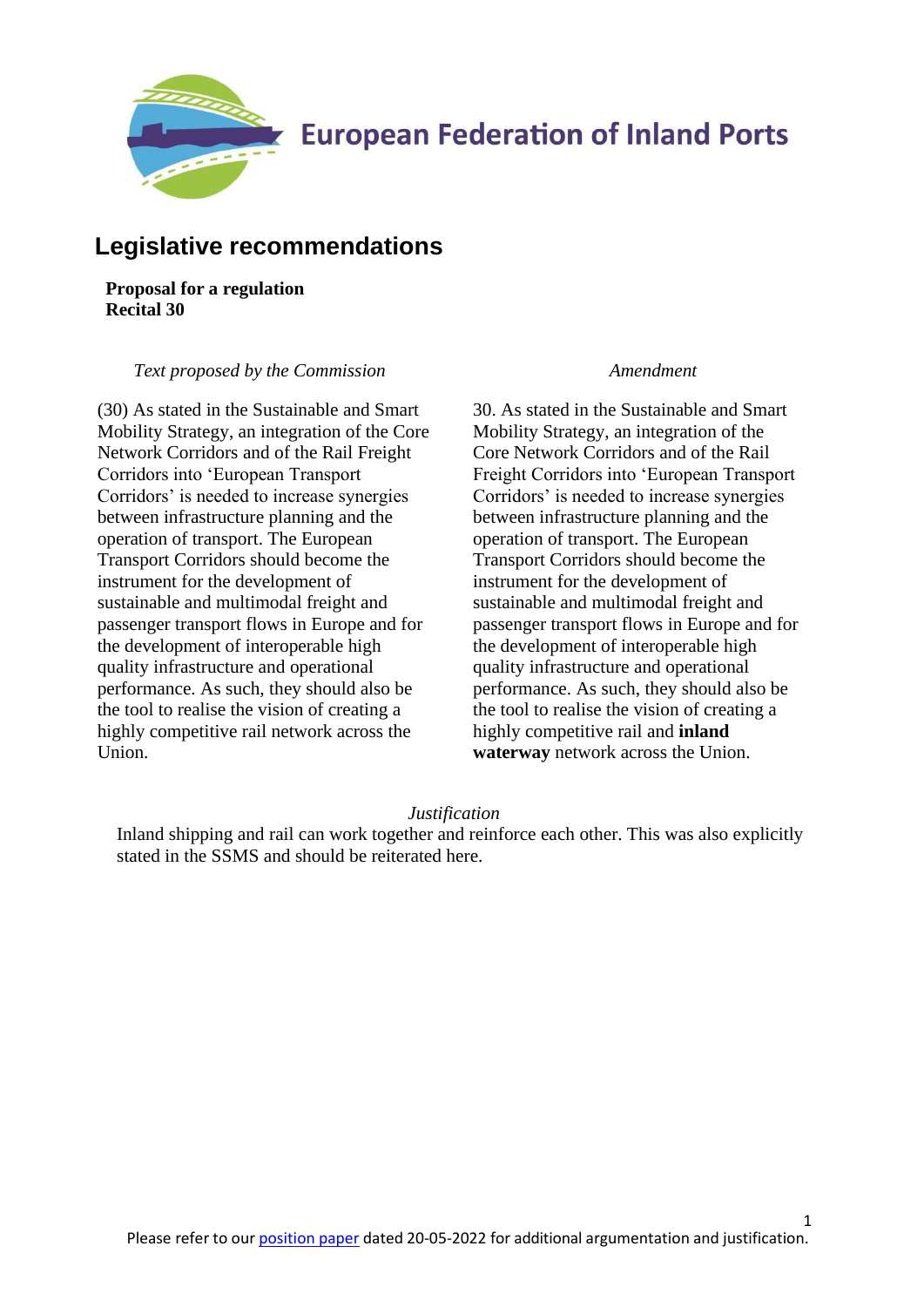European Federation of Inland Ports

## Legislative recommendations

**Proposal for a regulation**
**Recital 30**

| *Text proposed by the Commission* | *Amendment* |
|---|---|
| (30) As stated in the Sustainable and Smart Mobility Strategy, an integration of the Core Network Corridors and of the Rail Freight Corridors into 'European Transport Corridors' is needed to increase synergies between infrastructure planning and the operation of transport. The European Transport Corridors should become the instrument for the development of sustainable and multimodal freight and passenger transport flows in Europe and for the development of interoperable high quality infrastructure and operational performance. As such, they should also be the tool to realise the vision of creating a highly competitive rail network across the Union. | 30. As stated in the Sustainable and Smart Mobility Strategy, an integration of the Core Network Corridors and of the Rail Freight Corridors into 'European Transport Corridors' is needed to increase synergies between infrastructure planning and the operation of transport. The European Transport Corridors should become the instrument for the development of sustainable and multimodal freight and passenger transport flows in Europe and for the development of interoperable high quality infrastructure and operational performance. As such, they should also be the tool to realise the vision of creating a highly competitive rail and **inland waterway** network across the Union. |

*Justification*

Inland shipping and rail can work together and reinforce each other. This was also explicitly stated in the SSMS and should be reiterated here.

Please refer to our position paper dated 20-05-2022 for additional argumentation and justification.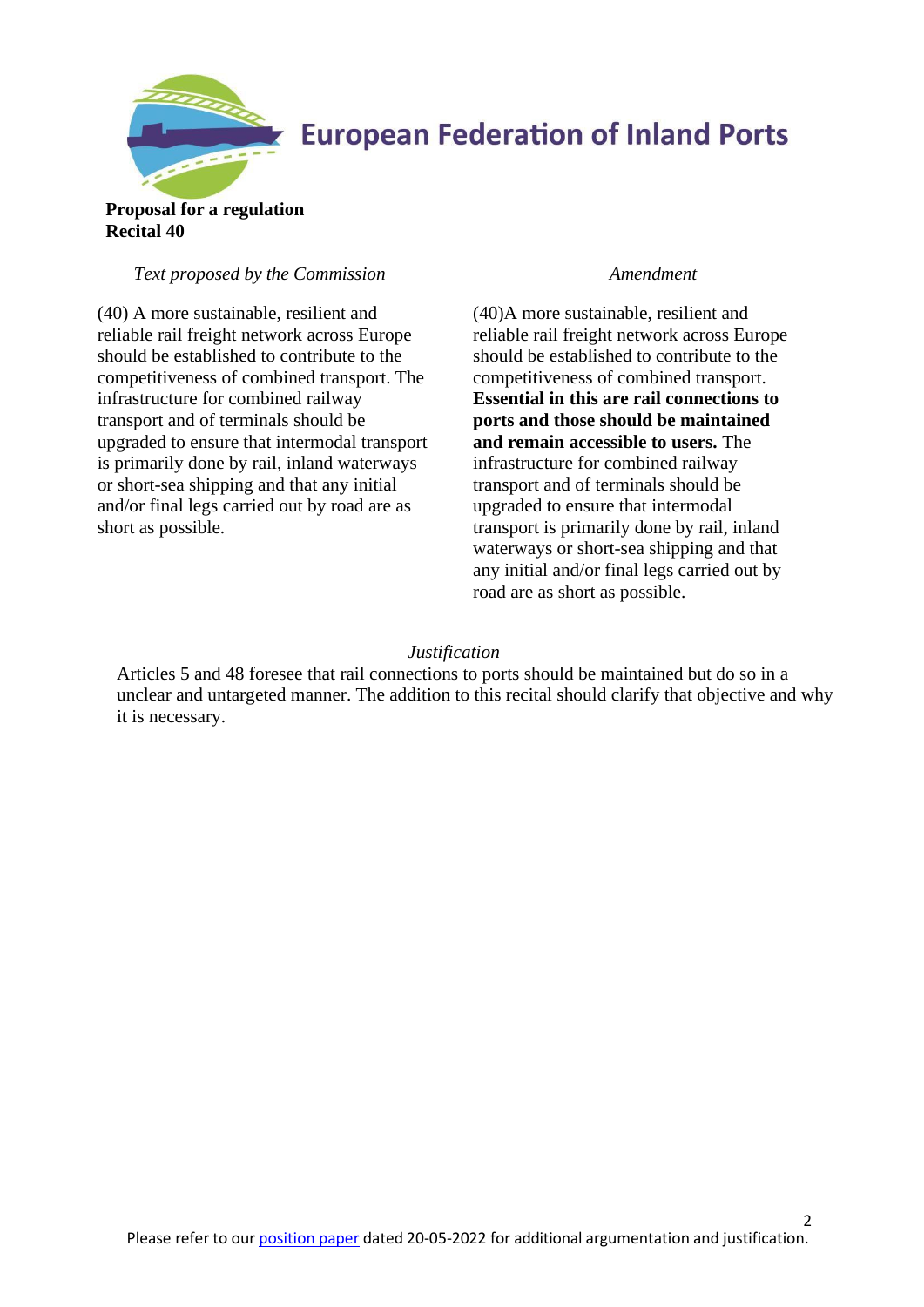**Proposal for a regulation**
**Recital 40**

| *Text proposed by the Commission* | *Amendment* |
| --- | --- |
| (40) A more sustainable, resilient and reliable rail freight network across Europe should be established to contribute to the competitiveness of combined transport. The infrastructure for combined railway transport and of terminals should be upgraded to ensure that intermodal transport is primarily done by rail, inland waterways or short-sea shipping and that any initial and/or final legs carried out by road are as short as possible. | (40)A more sustainable, resilient and reliable rail freight network across Europe should be established to contribute to the competitiveness of combined transport. **Essential in this are rail connections to ports and those should be maintained and remain accessible to users.** The infrastructure for combined railway transport and of terminals should be upgraded to ensure that intermodal transport is primarily done by rail, inland waterways or short-sea shipping and that any initial and/or final legs carried out by road are as short as possible. |

*Justification*

Articles 5 and 48 foresee that rail connections to ports should be maintained but do so in a unclear and untargeted manner. The addition to this recital should clarify that objective and why it is necessary.

Please refer to our position paper dated 20-05-2022 for additional argumentation and justification.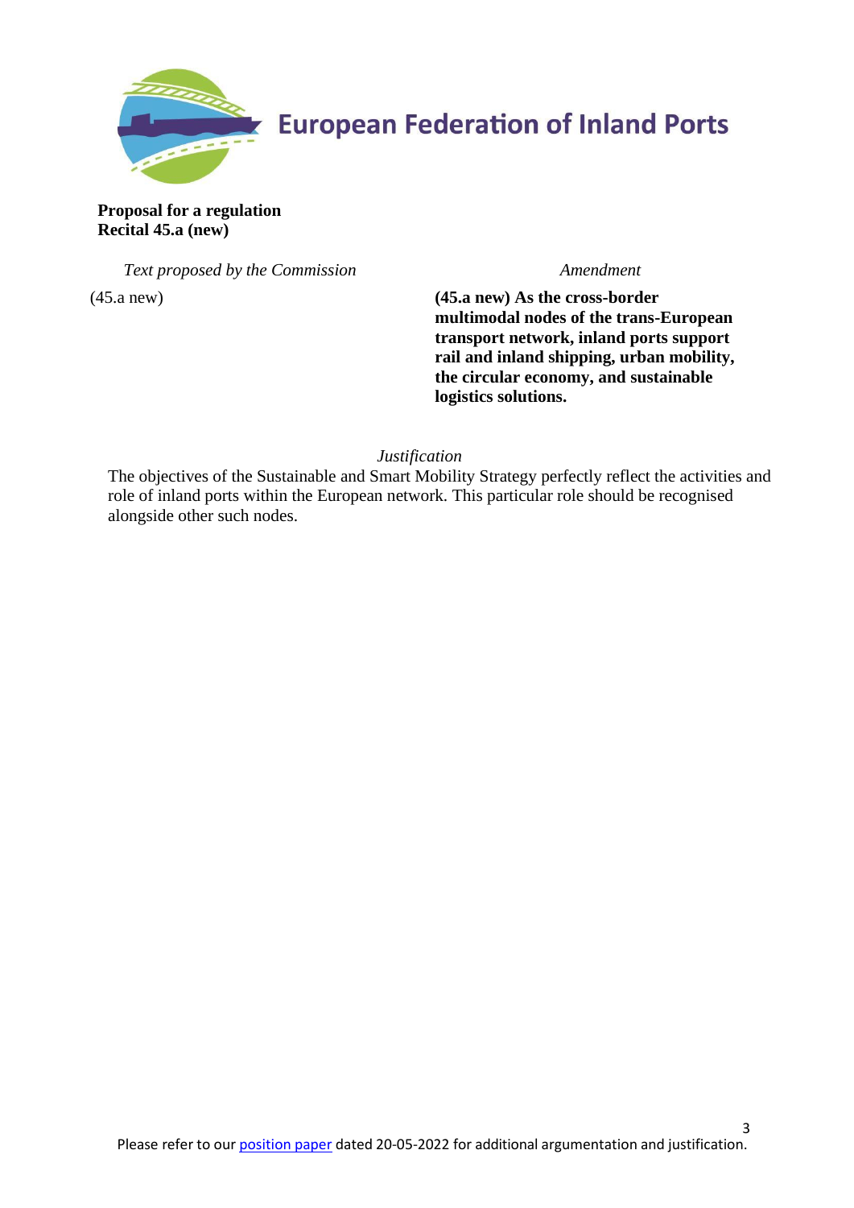**Proposal for a regulation**
**Recital 45.a (new)**

| *Text proposed by the Commission* | *Amendment* |
| --- | --- |
| (45.a new) | **(45.a new) As the cross-border multimodal nodes of the trans-European transport network, inland ports support rail and inland shipping, urban mobility, the circular economy, and sustainable logistics solutions.** |

*Justification*

The objectives of the Sustainable and Smart Mobility Strategy perfectly reflect the activities and role of inland ports within the European network. This particular role should be recognised alongside other such nodes.

Please refer to our position paper dated 20-05-2022 for additional argumentation and justification.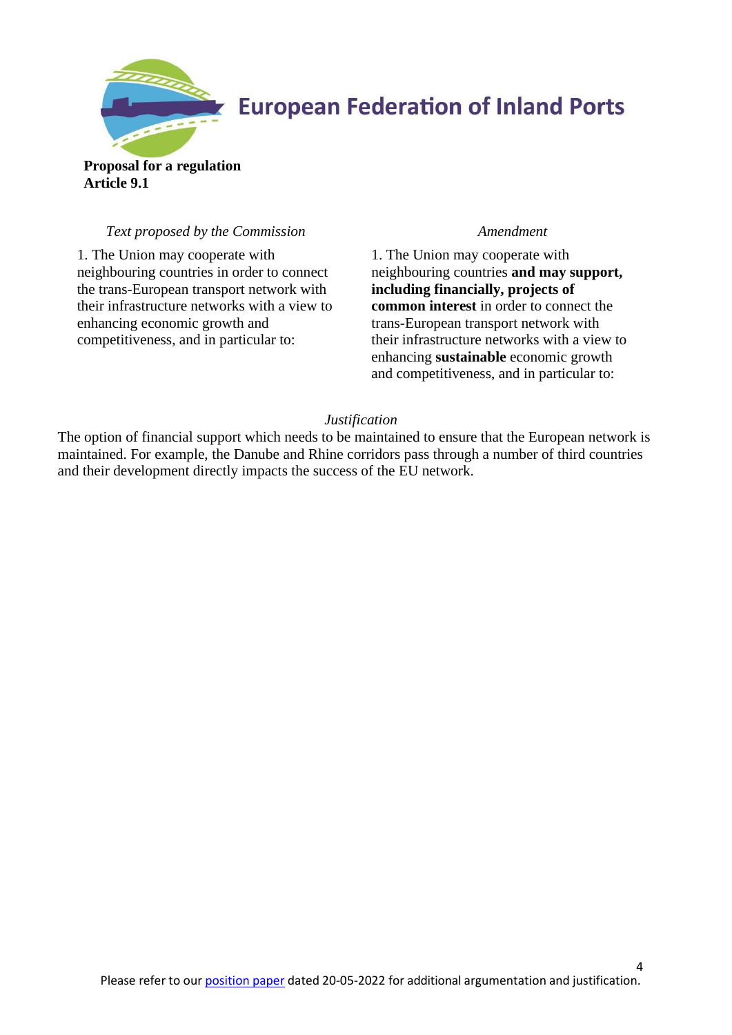European Federation of Inland Ports

**Proposal for a regulation**
**Article 9.1**

| *Text proposed by the Commission* | *Amendment* |
|---|---|
| 1. The Union may cooperate with neighbouring countries in order to connect the trans-European transport network with their infrastructure networks with a view to enhancing economic growth and competitiveness, and in particular to: | 1. The Union may cooperate with neighbouring countries **and may support, including financially, projects of common interest** in order to connect the trans-European transport network with their infrastructure networks with a view to enhancing **sustainable** economic growth and competitiveness, and in particular to: |

*Justification*

The option of financial support which needs to be maintained to ensure that the European network is maintained. For example, the Danube and Rhine corridors pass through a number of third countries and their development directly impacts the success of the EU network.

Please refer to our position paper dated 20-05-2022 for additional argumentation and justification.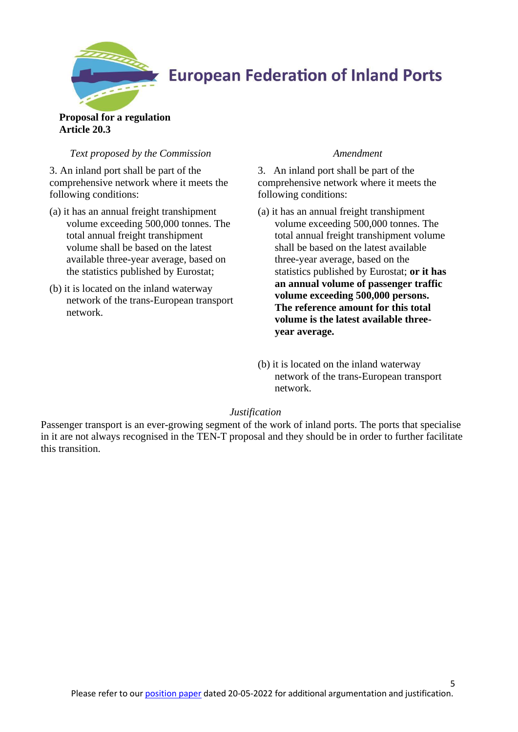**European Federation of Inland Ports**

**Proposal for a regulation**
**Article 20.3**

| *Text proposed by the Commission* | *Amendment* |
| --- | --- |
| 3. An inland port shall be part of the comprehensive network where it meets the following conditions: | 3. An inland port shall be part of the comprehensive network where it meets the following conditions: |
| (a) it has an annual freight transhipment volume exceeding 500,000 tonnes. The total annual freight transhipment volume shall be based on the latest available three-year average, based on the statistics published by Eurostat; | (a) it has an annual freight transhipment volume exceeding 500,000 tonnes. The total annual freight transhipment volume shall be based on the latest available three-year average, based on the statistics published by Eurostat; **or it has an annual volume of passenger traffic volume exceeding 500,000 persons. The reference amount for this total volume is the latest available three-year average.** |
| (b) it is located on the inland waterway network of the trans-European transport network. | (b) it is located on the inland waterway network of the trans-European transport network. |

*Justification*

Passenger transport is an ever-growing segment of the work of inland ports. The ports that specialise in it are not always recognised in the TEN-T proposal and they should be in order to further facilitate this transition.

Please refer to our [position paper] dated 20-05-2022 for additional argumentation and justification.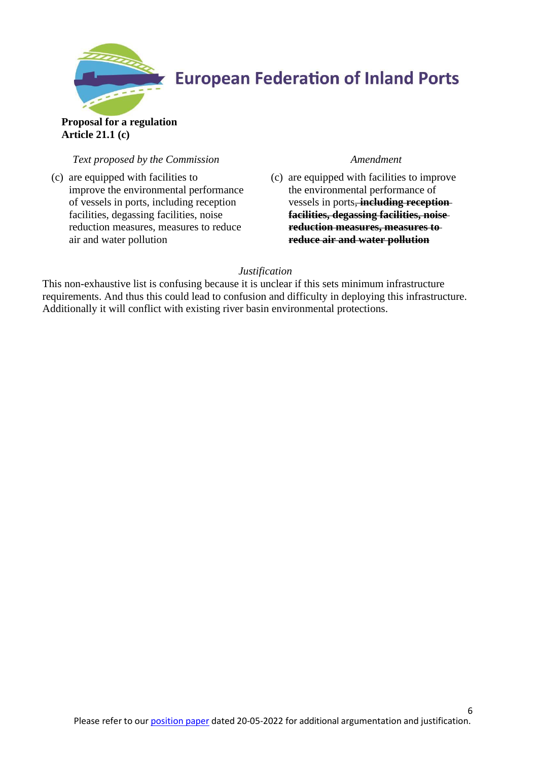European Federation of Inland Ports

**Proposal for a regulation**
**Article 21.1 (c)**

| *Text proposed by the Commission* | *Amendment* |
| --- | --- |
| (c) are equipped with facilities to improve the environmental performance of vessels in ports, including reception facilities, degassing facilities, noise reduction measures, measures to reduce air and water pollution | (c) are equipped with facilities to improve the environmental performance of vessels in ports~~**, including reception facilities, degassing facilities, noise reduction measures, measures to reduce air and water pollution**~~ |

*Justification*

This non-exhaustive list is confusing because it is unclear if this sets minimum infrastructure requirements. And thus this could lead to confusion and difficulty in deploying this infrastructure. Additionally it will conflict with existing river basin environmental protections.

Please refer to our position paper dated 20-05-2022 for additional argumentation and justification.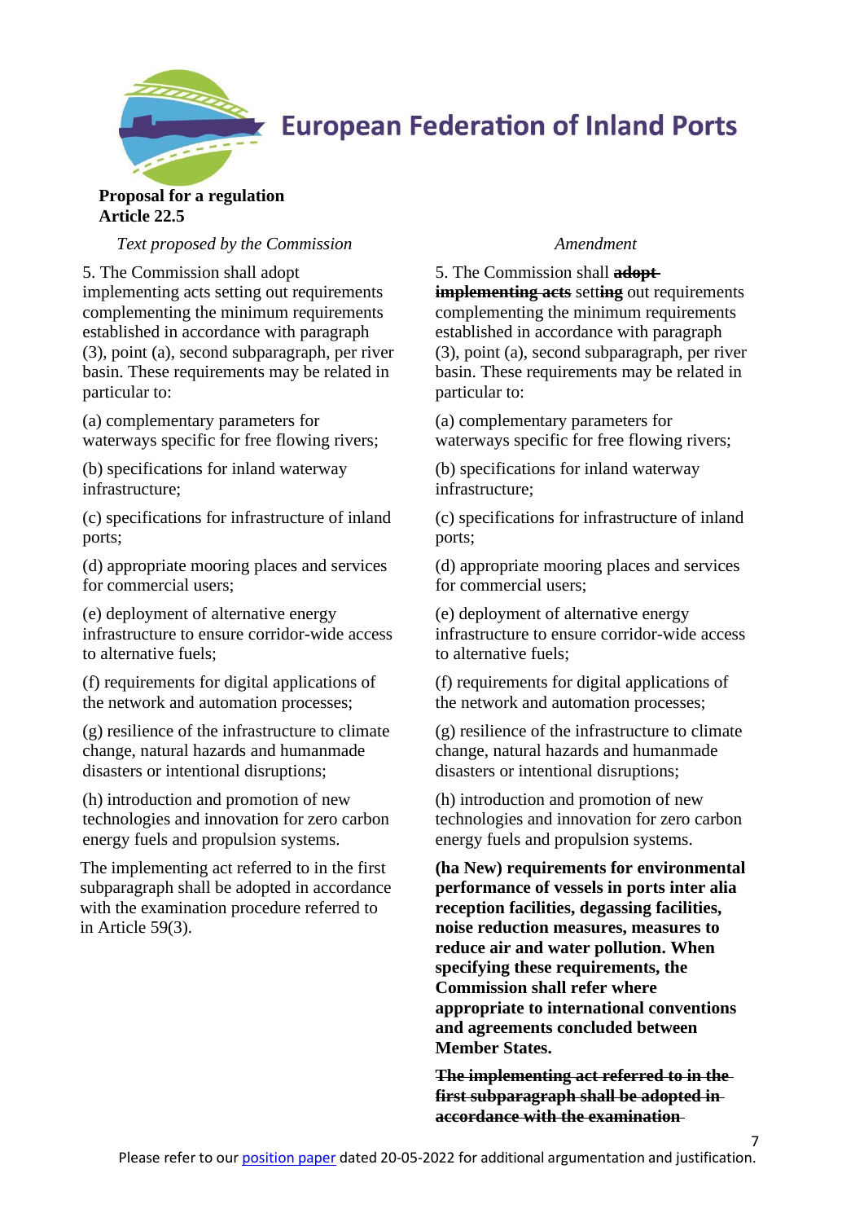# European Federation of Inland Ports

**Proposal for a regulation**
**Article 22.5**

| *Text proposed by the Commission* | *Amendment* |
|---|---|
| 5. The Commission shall adopt implementing acts setting out requirements complementing the minimum requirements established in accordance with paragraph (3), point (a), second subparagraph, per river basin. These requirements may be related in particular to: | 5. The Commission shall ~~**adopt implementing acts**~~ sett**ing** out requirements complementing the minimum requirements established in accordance with paragraph (3), point (a), second subparagraph, per river basin. These requirements may be related in particular to: |
| (a) complementary parameters for waterways specific for free flowing rivers; | (a) complementary parameters for waterways specific for free flowing rivers; |
| (b) specifications for inland waterway infrastructure; | (b) specifications for inland waterway infrastructure; |
| (c) specifications for infrastructure of inland ports; | (c) specifications for infrastructure of inland ports; |
| (d) appropriate mooring places and services for commercial users; | (d) appropriate mooring places and services for commercial users; |
| (e) deployment of alternative energy infrastructure to ensure corridor-wide access to alternative fuels; | (e) deployment of alternative energy infrastructure to ensure corridor-wide access to alternative fuels; |
| (f) requirements for digital applications of the network and automation processes; | (f) requirements for digital applications of the network and automation processes; |
| (g) resilience of the infrastructure to climate change, natural hazards and humanmade disasters or intentional disruptions; | (g) resilience of the infrastructure to climate change, natural hazards and humanmade disasters or intentional disruptions; |
| (h) introduction and promotion of new technologies and innovation for zero carbon energy fuels and propulsion systems. | (h) introduction and promotion of new technologies and innovation for zero carbon energy fuels and propulsion systems. |
| | **(ha New) requirements for environmental performance of vessels in ports inter alia reception facilities, degassing facilities, noise reduction measures, measures to reduce air and water pollution. When specifying these requirements, the Commission shall refer where appropriate to international conventions and agreements concluded between Member States.** |
| The implementing act referred to in the first subparagraph shall be adopted in accordance with the examination procedure referred to in Article 59(3). | ~~**The implementing act referred to in the first subparagraph shall be adopted in accordance with the examination**~~ |

Please refer to our [position paper](position paper) dated 20-05-2022 for additional argumentation and justification.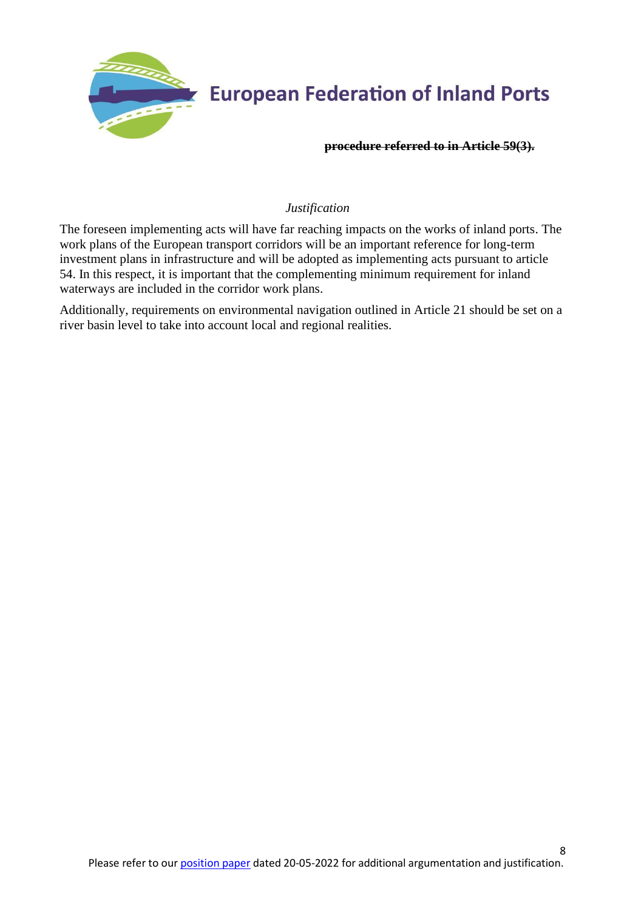~~**procedure referred to in Article 59(3).**~~

*Justification*

The foreseen implementing acts will have far reaching impacts on the works of inland ports. The work plans of the European transport corridors will be an important reference for long-term investment plans in infrastructure and will be adopted as implementing acts pursuant to article 54. In this respect, it is important that the complementing minimum requirement for inland waterways are included in the corridor work plans.

Additionally, requirements on environmental navigation outlined in Article 21 should be set on a river basin level to take into account local and regional realities.

Please refer to our [position paper](position paper) dated 20-05-2022 for additional argumentation and justification.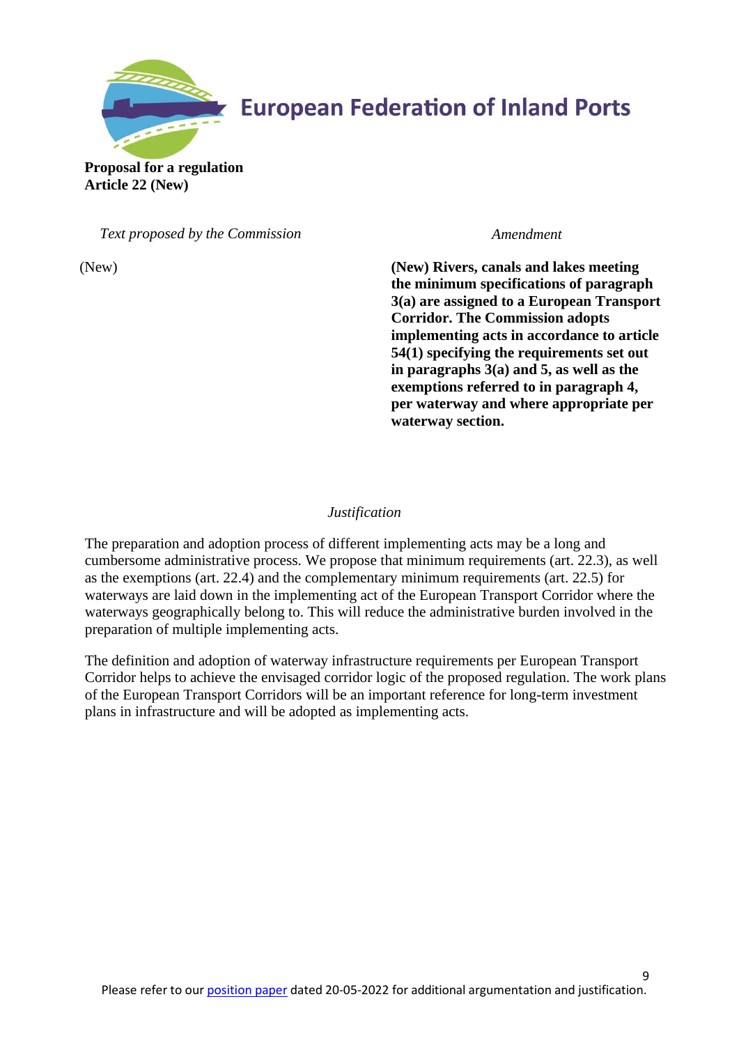European Federation of Inland Ports

**Proposal for a regulation**
**Article 22 (New)**

| *Text proposed by the Commission* | *Amendment* |
| --- | --- |
| (New) | **(New) Rivers, canals and lakes meeting the minimum specifications of paragraph 3(a) are assigned to a European Transport Corridor. The Commission adopts implementing acts in accordance to article 54(1) specifying the requirements set out in paragraphs 3(a) and 5, as well as the exemptions referred to in paragraph 4, per waterway and where appropriate per waterway section.** |

*Justification*

The preparation and adoption process of different implementing acts may be a long and cumbersome administrative process. We propose that minimum requirements (art. 22.3), as well as the exemptions (art. 22.4) and the complementary minimum requirements (art. 22.5) for waterways are laid down in the implementing act of the European Transport Corridor where the waterways geographically belong to. This will reduce the administrative burden involved in the preparation of multiple implementing acts.

The definition and adoption of waterway infrastructure requirements per European Transport Corridor helps to achieve the envisaged corridor logic of the proposed regulation. The work plans of the European Transport Corridors will be an important reference for long-term investment plans in infrastructure and will be adopted as implementing acts.

Please refer to our position paper dated 20-05-2022 for additional argumentation and justification.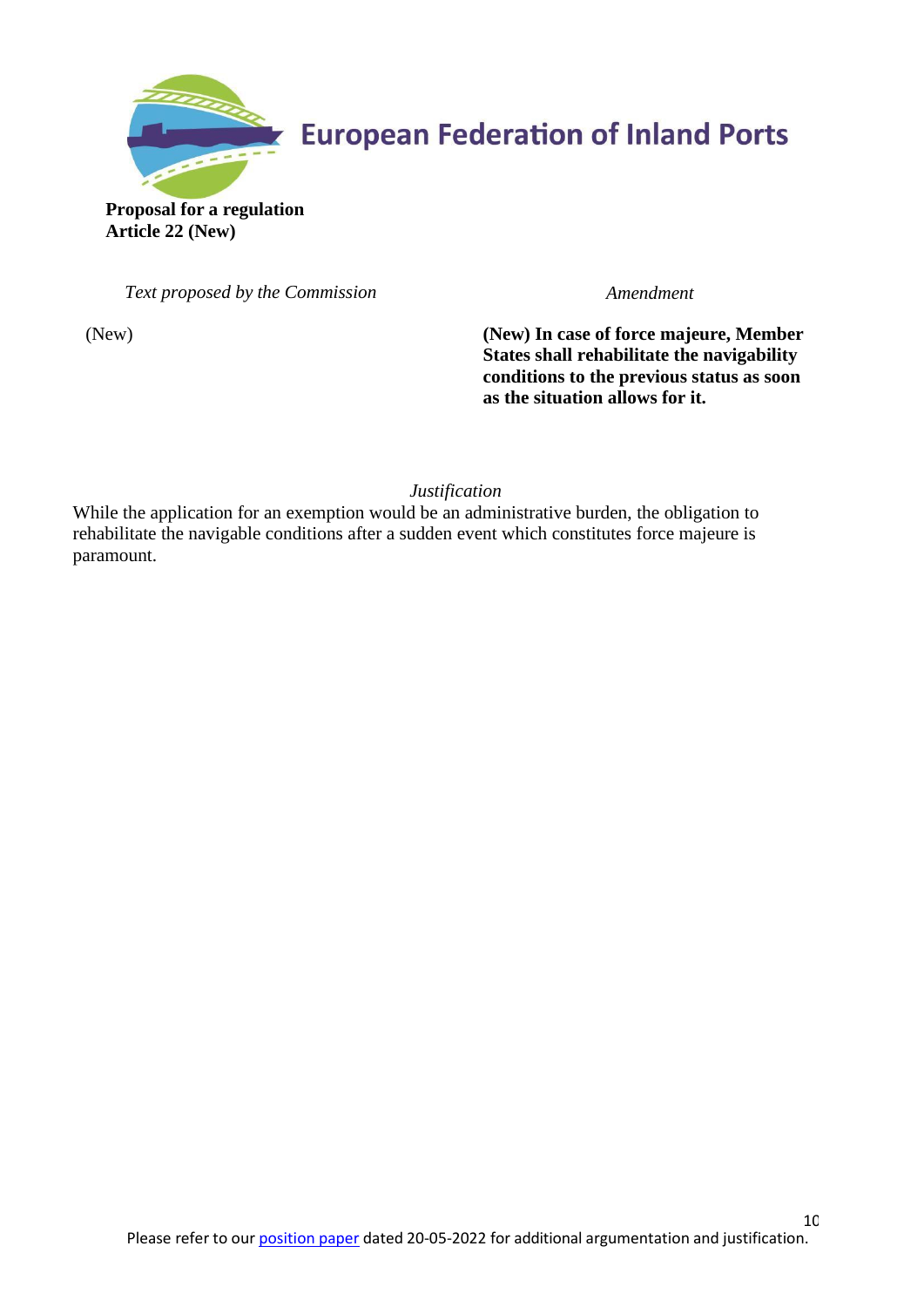**European Federation of Inland Ports**

**Proposal for a regulation**
**Article 22 (New)**

| *Text proposed by the Commission* | *Amendment* |
|---|---|
| (New) | **(New) In case of force majeure, Member States shall rehabilitate the navigability conditions to the previous status as soon as the situation allows for it.** |

*Justification*

While the application for an exemption would be an administrative burden, the obligation to rehabilitate the navigable conditions after a sudden event which constitutes force majeure is paramount.

Please refer to our [position paper](position paper) dated 20-05-2022 for additional argumentation and justification.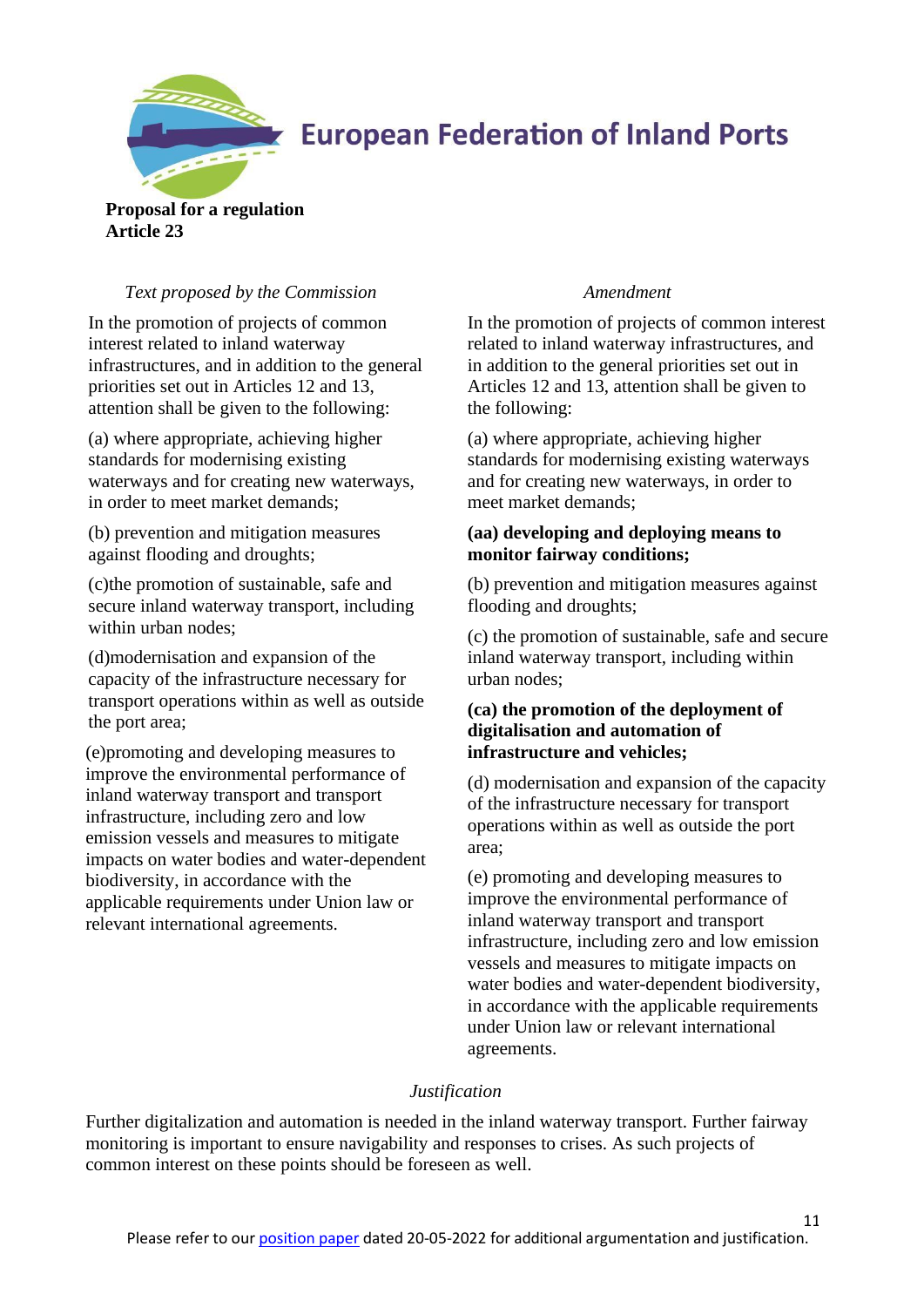**Proposal for a regulation**
**Article 23**

| *Text proposed by the Commission* | *Amendment* |
|---|---|
| In the promotion of projects of common interest related to inland waterway infrastructures, and in addition to the general priorities set out in Articles 12 and 13, attention shall be given to the following: | In the promotion of projects of common interest related to inland waterway infrastructures, and in addition to the general priorities set out in Articles 12 and 13, attention shall be given to the following: |
| (a) where appropriate, achieving higher standards for modernising existing waterways and for creating new waterways, in order to meet market demands; | (a) where appropriate, achieving higher standards for modernising existing waterways and for creating new waterways, in order to meet market demands; |
| | **(aa) developing and deploying means to monitor fairway conditions;** |
| (b) prevention and mitigation measures against flooding and droughts; | (b) prevention and mitigation measures against flooding and droughts; |
| (c)the promotion of sustainable, safe and secure inland waterway transport, including within urban nodes; | (c) the promotion of sustainable, safe and secure inland waterway transport, including within urban nodes; |
| | **(ca) the promotion of the deployment of digitalisation and automation of infrastructure and vehicles;** |
| (d)modernisation and expansion of the capacity of the infrastructure necessary for transport operations within as well as outside the port area; | (d) modernisation and expansion of the capacity of the infrastructure necessary for transport operations within as well as outside the port area; |
| (e)promoting and developing measures to improve the environmental performance of inland waterway transport and transport infrastructure, including zero and low emission vessels and measures to mitigate impacts on water bodies and water-dependent biodiversity, in accordance with the applicable requirements under Union law or relevant international agreements. | (e) promoting and developing measures to improve the environmental performance of inland waterway transport and transport infrastructure, including zero and low emission vessels and measures to mitigate impacts on water bodies and water-dependent biodiversity, in accordance with the applicable requirements under Union law or relevant international agreements. |

*Justification*

Further digitalization and automation is needed in the inland waterway transport. Further fairway monitoring is important to ensure navigability and responses to crises. As such projects of common interest on these points should be foreseen as well.

Please refer to our position paper dated 20-05-2022 for additional argumentation and justification.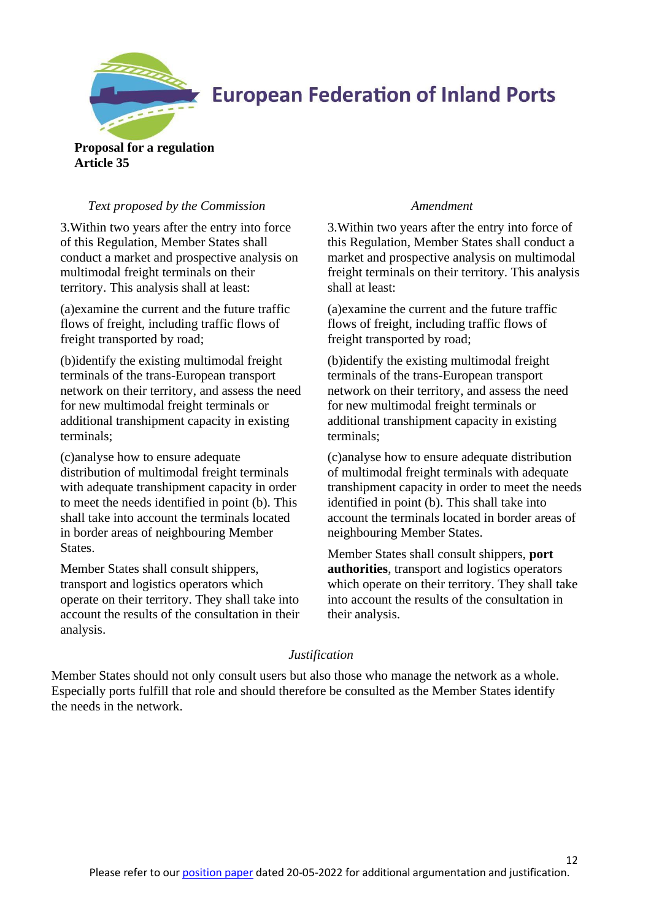**European Federation of Inland Ports**

**Proposal for a regulation**
**Article 35**

| *Text proposed by the Commission* | *Amendment* |
|---|---|
| 3.Within two years after the entry into force of this Regulation, Member States shall conduct a market and prospective analysis on multimodal freight terminals on their territory. This analysis shall at least: | 3.Within two years after the entry into force of this Regulation, Member States shall conduct a market and prospective analysis on multimodal freight terminals on their territory. This analysis shall at least: |
| (a)examine the current and the future traffic flows of freight, including traffic flows of freight transported by road; | (a)examine the current and the future traffic flows of freight, including traffic flows of freight transported by road; |
| (b)identify the existing multimodal freight terminals of the trans-European transport network on their territory, and assess the need for new multimodal freight terminals or additional transhipment capacity in existing terminals; | (b)identify the existing multimodal freight terminals of the trans-European transport network on their territory, and assess the need for new multimodal freight terminals or additional transhipment capacity in existing terminals; |
| (c)analyse how to ensure adequate distribution of multimodal freight terminals with adequate transhipment capacity in order to meet the needs identified in point (b). This shall take into account the terminals located in border areas of neighbouring Member States. | (c)analyse how to ensure adequate distribution of multimodal freight terminals with adequate transhipment capacity in order to meet the needs identified in point (b). This shall take into account the terminals located in border areas of neighbouring Member States. |
| Member States shall consult shippers, transport and logistics operators which operate on their territory. They shall take into account the results of the consultation in their analysis. | Member States shall consult shippers, **port authorities**, transport and logistics operators which operate on their territory. They shall take into account the results of the consultation in their analysis. |

*Justification*

Member States should not only consult users but also those who manage the network as a whole. Especially ports fulfill that role and should therefore be consulted as the Member States identify the needs in the network.

Please refer to our [position paper] dated 20-05-2022 for additional argumentation and justification.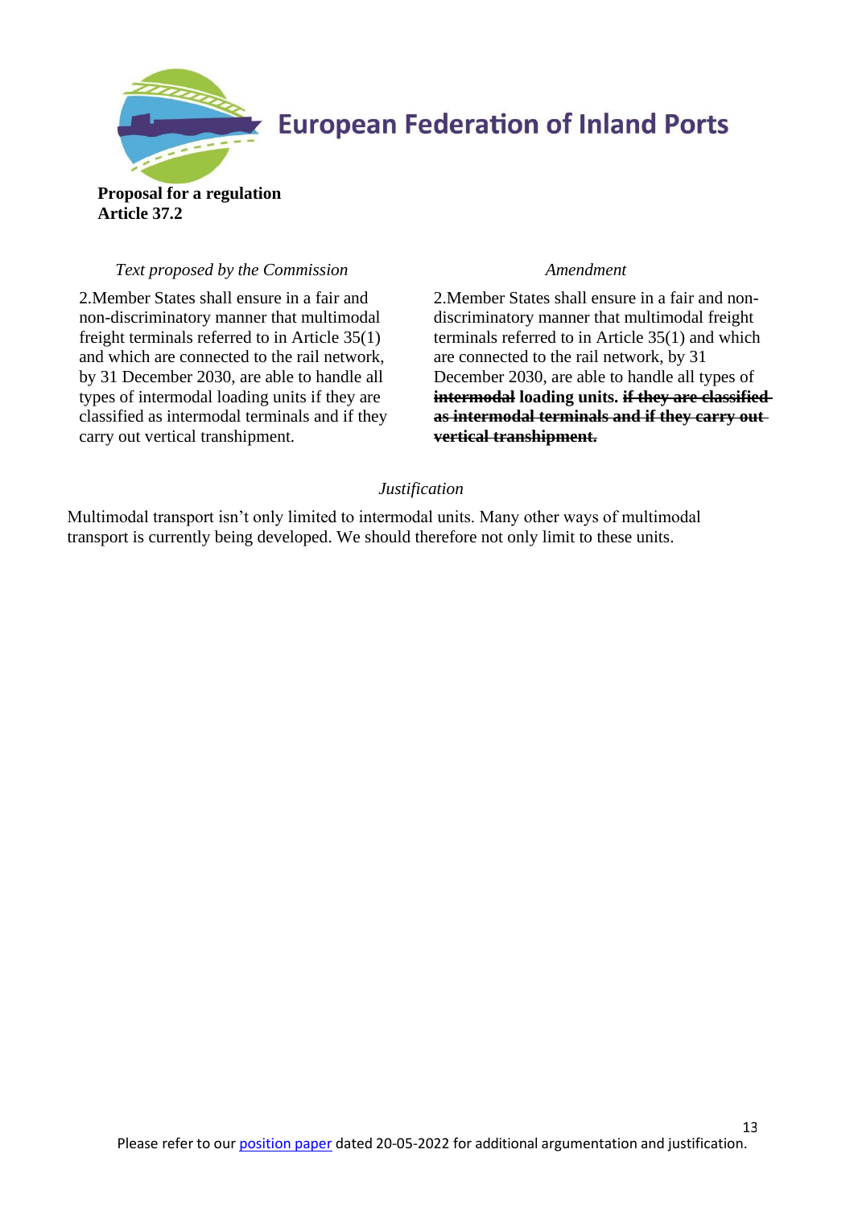**Proposal for a regulation**
**Article 37.2**

| *Text proposed by the Commission* | *Amendment* |
| --- | --- |
| 2.Member States shall ensure in a fair and non-discriminatory manner that multimodal freight terminals referred to in Article 35(1) and which are connected to the rail network, by 31 December 2030, are able to handle all types of intermodal loading units if they are classified as intermodal terminals and if they carry out vertical transhipment. | 2.Member States shall ensure in a fair and non-discriminatory manner that multimodal freight terminals referred to in Article 35(1) and which are connected to the rail network, by 31 December 2030, are able to handle all types of ~~**intermodal**~~ **loading units.** ~~**if they are classified as intermodal terminals and if they carry out vertical transhipment.**~~ |

*Justification*

Multimodal transport isn't only limited to intermodal units. Many other ways of multimodal transport is currently being developed. We should therefore not only limit to these units.

Please refer to our position paper dated 20-05-2022 for additional argumentation and justification.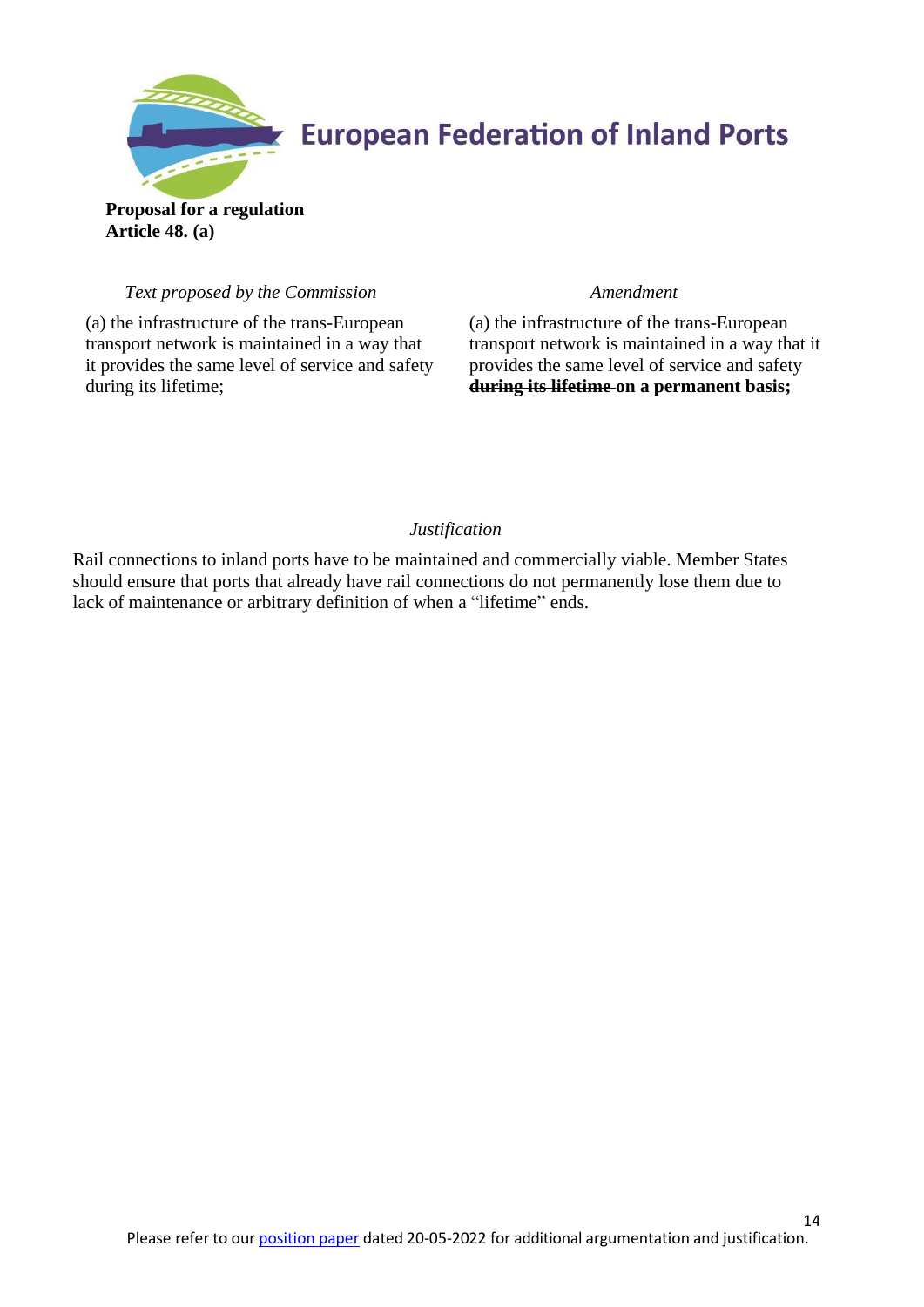**European Federation of Inland Ports**

**Proposal for a regulation**
**Article 48. (a)**

| *Text proposed by the Commission* | *Amendment* |
| --- | --- |
| (a) the infrastructure of the trans-European transport network is maintained in a way that it provides the same level of service and safety during its lifetime; | (a) the infrastructure of the trans-European transport network is maintained in a way that it provides the same level of service and safety ~~**during its lifetime**~~ **on a permanent basis;** |

*Justification*

Rail connections to inland ports have to be maintained and commercially viable. Member States should ensure that ports that already have rail connections do not permanently lose them due to lack of maintenance or arbitrary definition of when a "lifetime" ends.

Please refer to our position paper dated 20-05-2022 for additional argumentation and justification.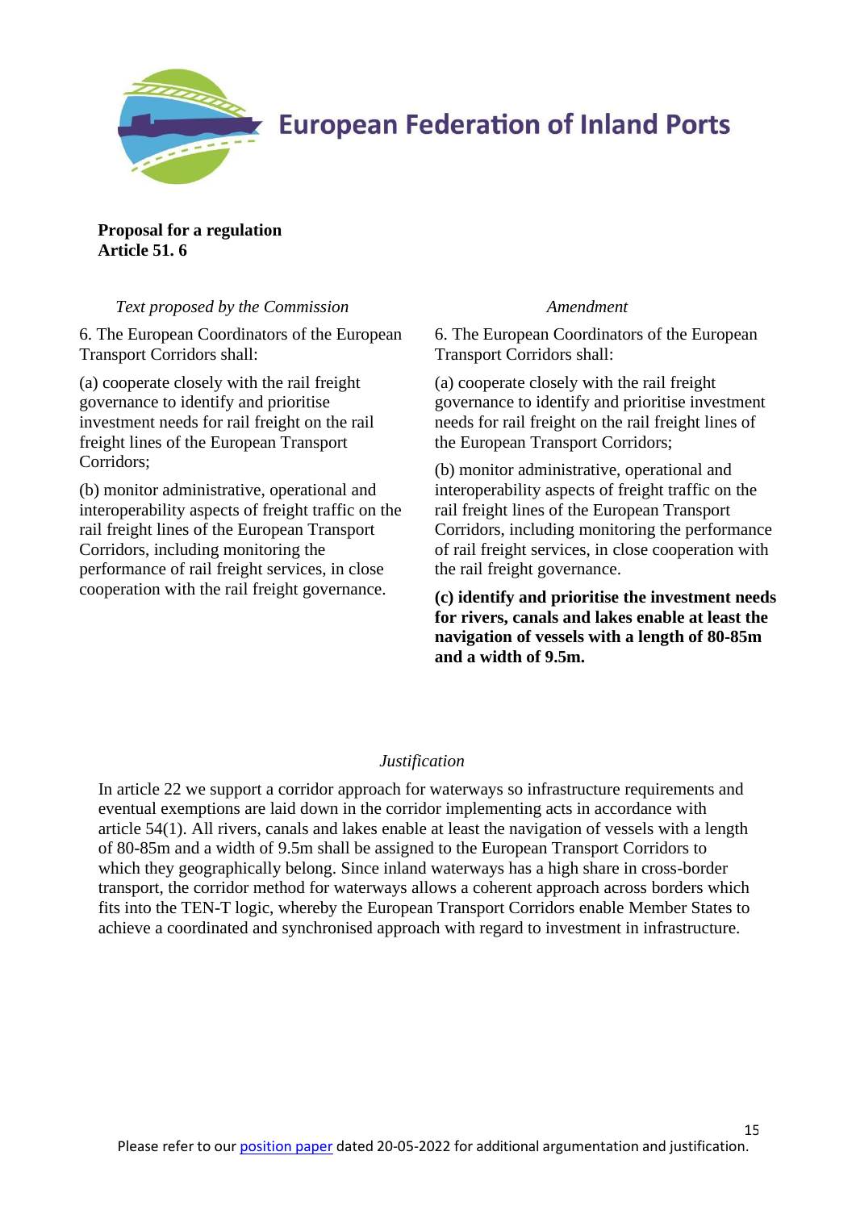European Federation of Inland Ports

**Proposal for a regulation**
**Article 51. 6**

| *Text proposed by the Commission* | *Amendment* |
|---|---|
| 6. The European Coordinators of the European Transport Corridors shall: | 6. The European Coordinators of the European Transport Corridors shall: |
| (a) cooperate closely with the rail freight governance to identify and prioritise investment needs for rail freight on the rail freight lines of the European Transport Corridors; | (a) cooperate closely with the rail freight governance to identify and prioritise investment needs for rail freight on the rail freight lines of the European Transport Corridors; |
| (b) monitor administrative, operational and interoperability aspects of freight traffic on the rail freight lines of the European Transport Corridors, including monitoring the performance of rail freight services, in close cooperation with the rail freight governance. | (b) monitor administrative, operational and interoperability aspects of freight traffic on the rail freight lines of the European Transport Corridors, including monitoring the performance of rail freight services, in close cooperation with the rail freight governance. |
| | **(c) identify and prioritise the investment needs for rivers, canals and lakes enable at least the navigation of vessels with a length of 80-85m and a width of 9.5m.** |

*Justification*

In article 22 we support a corridor approach for waterways so infrastructure requirements and eventual exemptions are laid down in the corridor implementing acts in accordance with article 54(1). All rivers, canals and lakes enable at least the navigation of vessels with a length of 80-85m and a width of 9.5m shall be assigned to the European Transport Corridors to which they geographically belong. Since inland waterways has a high share in cross-border transport, the corridor method for waterways allows a coherent approach across borders which fits into the TEN-T logic, whereby the European Transport Corridors enable Member States to achieve a coordinated and synchronised approach with regard to investment in infrastructure.

Please refer to our position paper dated 20-05-2022 for additional argumentation and justification.